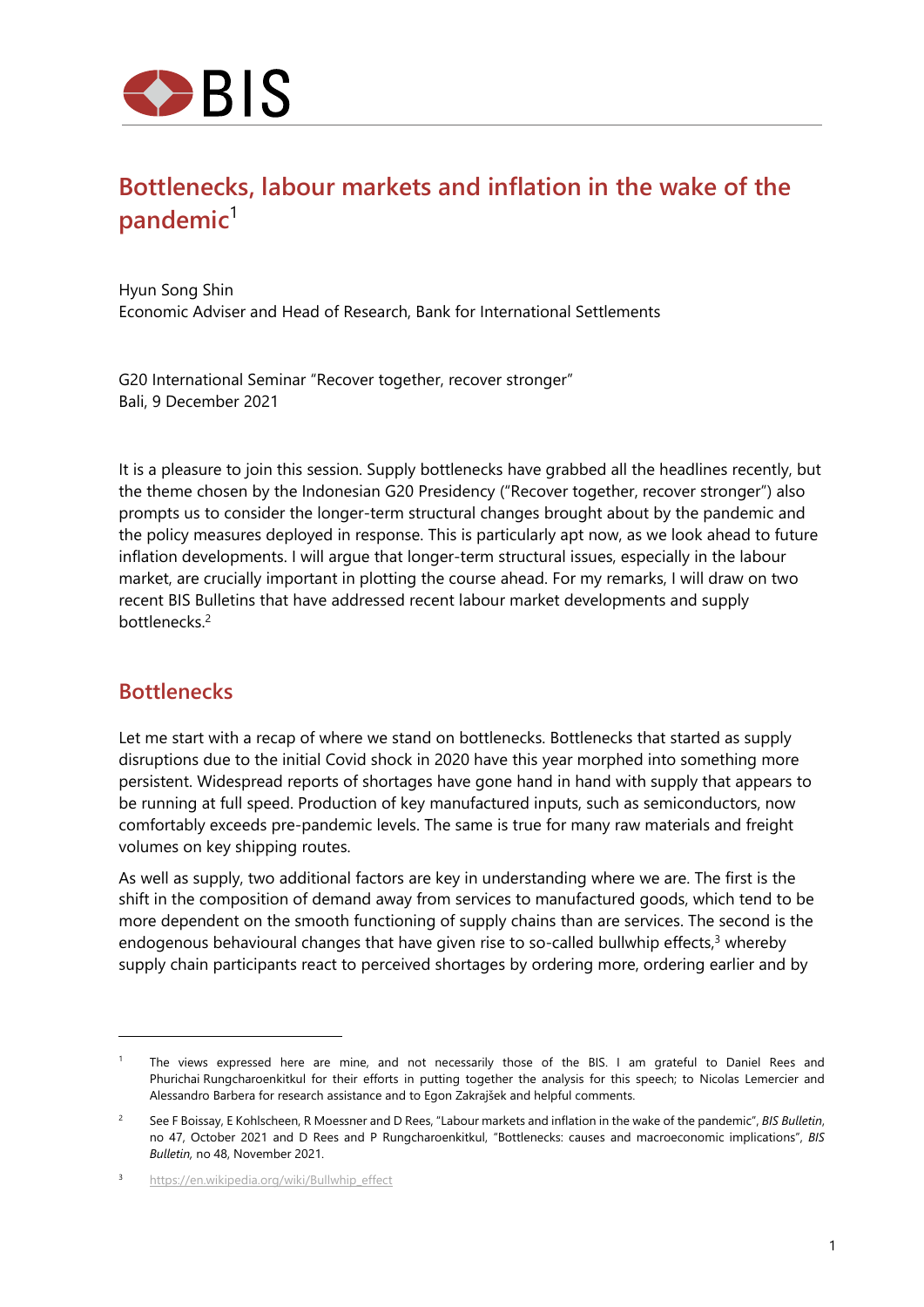# Bottlenecks, labour markets and inflation in the wake of the pandemic[1]

Hyun Song Shin
Economic Adviser and Head of Research, Bank for International Settlements

G20 International Seminar "Recover together, recover stronger"
Bali, 9 December 2021

It is a pleasure to join this session. Supply bottlenecks have grabbed all the headlines recently, but the theme chosen by the Indonesian G20 Presidency ("Recover together, recover stronger") also prompts us to consider the longer-term structural changes brought about by the pandemic and the policy measures deployed in response. This is particularly apt now, as we look ahead to future inflation developments. I will argue that longer-term structural issues, especially in the labour market, are crucially important in plotting the course ahead. For my remarks, I will draw on two recent BIS Bulletins that have addressed recent labour market developments and supply bottlenecks.[2]

## Bottlenecks

Let me start with a recap of where we stand on bottlenecks. Bottlenecks that started as supply disruptions due to the initial Covid shock in 2020 have this year morphed into something more persistent. Widespread reports of shortages have gone hand in hand with supply that appears to be running at full speed. Production of key manufactured inputs, such as semiconductors, now comfortably exceeds pre-pandemic levels. The same is true for many raw materials and freight volumes on key shipping routes.

As well as supply, two additional factors are key in understanding where we are. The first is the shift in the composition of demand away from services to manufactured goods, which tend to be more dependent on the smooth functioning of supply chains than are services. The second is the endogenous behavioural changes that have given rise to so-called bullwhip effects,[3] whereby supply chain participants react to perceived shortages by ordering more, ordering earlier and by

---

[1] The views expressed here are mine, and not necessarily those of the BIS. I am grateful to Daniel Rees and Phurichai Rungcharoenkitkul for their efforts in putting together the analysis for this speech; to Nicolas Lemercier and Alessandro Barbera for research assistance and to Egon Zakrajšek and helpful comments.

[2] See F Boissay, E Kohlscheen, R Moessner and D Rees, "Labour markets and inflation in the wake of the pandemic", *BIS Bulletin*, no 47, October 2021 and D Rees and P Rungcharoenkitkul, "Bottlenecks: causes and macroeconomic implications", *BIS Bulletin,* no 48, November 2021.

[3] https://en.wikipedia.org/wiki/Bullwhip_effect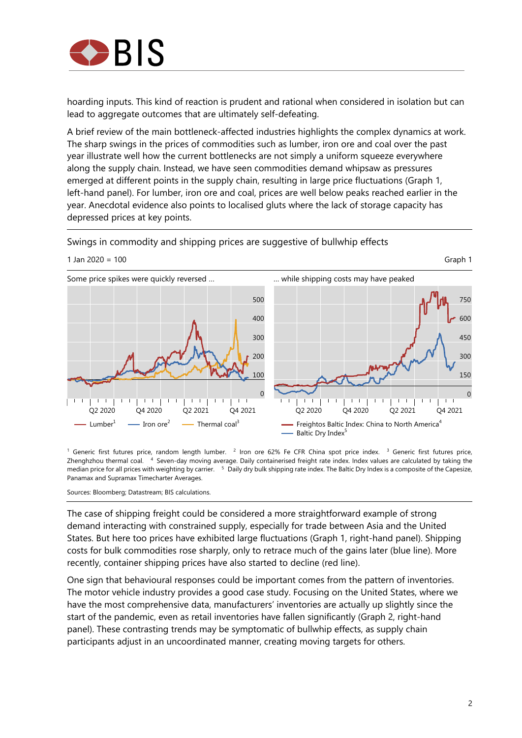hoarding inputs. This kind of reaction is prudent and rational when considered in isolation but can lead to aggregate outcomes that are ultimately self-defeating.

A brief review of the main bottleneck-affected industries highlights the complex dynamics at work. The sharp swings in the prices of commodities such as lumber, iron ore and coal over the past year illustrate well how the current bottlenecks are not simply a uniform squeeze everywhere along the supply chain. Instead, we have seen commodities demand whipsaw as pressures emerged at different points in the supply chain, resulting in large price fluctuations (Graph 1, left-hand panel). For lumber, iron ore and coal, prices are well below peaks reached earlier in the year. Anecdotal evidence also points to localised gluts where the lack of storage capacity has depressed prices at key points.

Swings in commodity and shipping prices are suggestive of bullwhip effects

1 Jan 2020 = 100

Graph 1

Some price spikes were quickly reversed ...

... while shipping costs may have peaked

Lumber[1] — Iron ore[2] — Thermal coal[3]

Freightos Baltic Index: China to North America[4] — Baltic Dry Index[5]

[1] Generic first futures price, random length lumber. [2] Iron ore 62% Fe CFR China spot price index. [3] Generic first futures price, Zhenghzhou thermal coal. [4] Seven-day moving average. Daily containerised freight rate index. Index values are calculated by taking the median price for all prices with weighting by carrier. [5] Daily dry bulk shipping rate index. The Baltic Dry Index is a composite of the Capesize, Panamax and Supramax Timecharter Averages.

Sources: Bloomberg; Datastream; BIS calculations.

The case of shipping freight could be considered a more straightforward example of strong demand interacting with constrained supply, especially for trade between Asia and the United States. But here too prices have exhibited large fluctuations (Graph 1, right-hand panel). Shipping costs for bulk commodities rose sharply, only to retrace much of the gains later (blue line). More recently, container shipping prices have also started to decline (red line).

One sign that behavioural responses could be important comes from the pattern of inventories. The motor vehicle industry provides a good case study. Focusing on the United States, where we have the most comprehensive data, manufacturers' inventories are actually up slightly since the start of the pandemic, even as retail inventories have fallen significantly (Graph 2, right-hand panel). These contrasting trends may be symptomatic of bullwhip effects, as supply chain participants adjust in an uncoordinated manner, creating moving targets for others.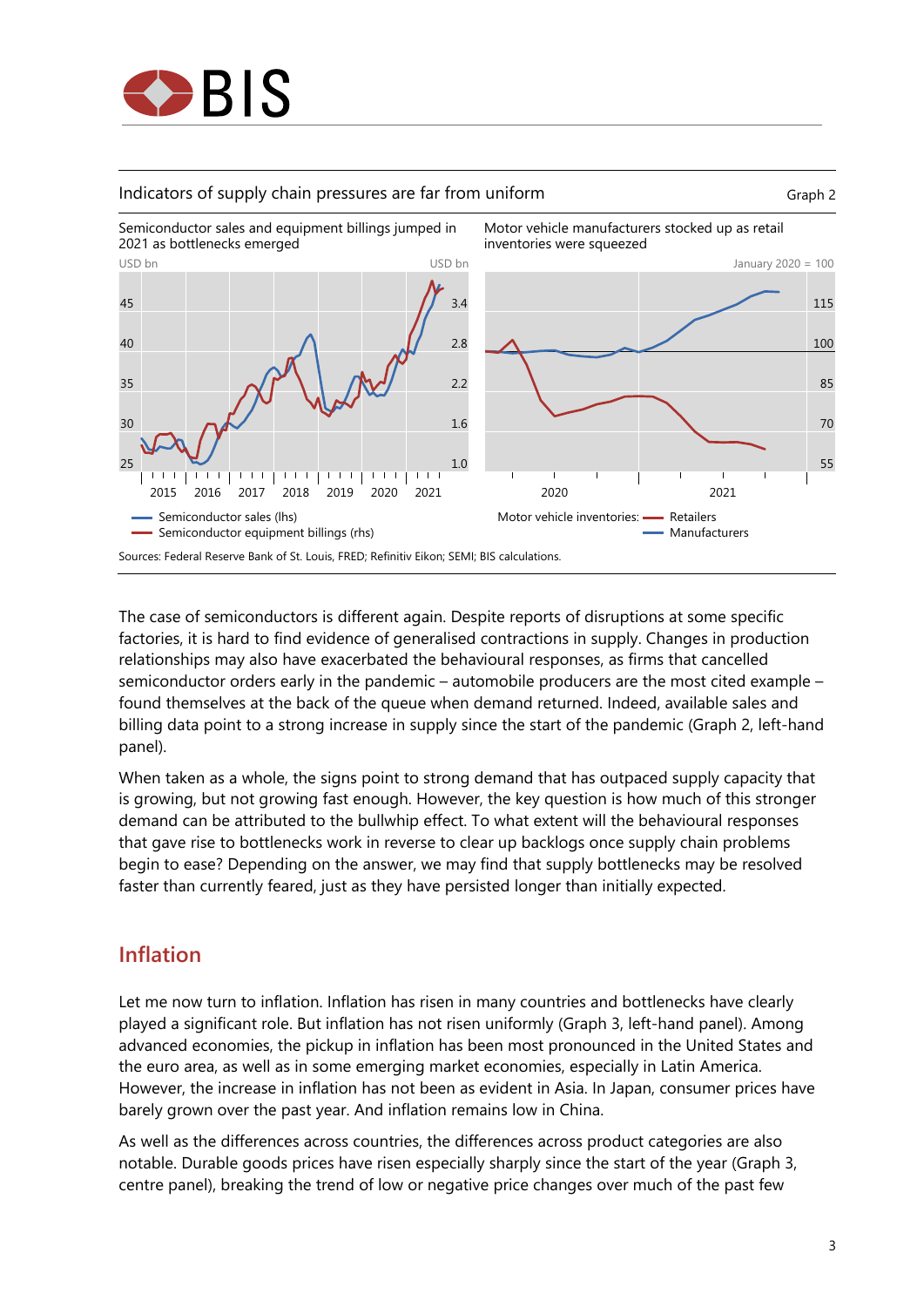Indicators of supply chain pressures are far from uniform — Graph 2

Semiconductor sales and equipment billings jumped in 2021 as bottlenecks emerged

Motor vehicle manufacturers stocked up as retail inventories were squeezed

Sources: Federal Reserve Bank of St. Louis, FRED; Refinitiv Eikon; SEMI; BIS calculations.

The case of semiconductors is different again. Despite reports of disruptions at some specific factories, it is hard to find evidence of generalised contractions in supply. Changes in production relationships may also have exacerbated the behavioural responses, as firms that cancelled semiconductor orders early in the pandemic – automobile producers are the most cited example – found themselves at the back of the queue when demand returned. Indeed, available sales and billing data point to a strong increase in supply since the start of the pandemic (Graph 2, left-hand panel).

When taken as a whole, the signs point to strong demand that has outpaced supply capacity that is growing, but not growing fast enough. However, the key question is how much of this stronger demand can be attributed to the bullwhip effect. To what extent will the behavioural responses that gave rise to bottlenecks work in reverse to clear up backlogs once supply chain problems begin to ease? Depending on the answer, we may find that supply bottlenecks may be resolved faster than currently feared, just as they have persisted longer than initially expected.

## Inflation

Let me now turn to inflation. Inflation has risen in many countries and bottlenecks have clearly played a significant role. But inflation has not risen uniformly (Graph 3, left-hand panel). Among advanced economies, the pickup in inflation has been most pronounced in the United States and the euro area, as well as in some emerging market economies, especially in Latin America. However, the increase in inflation has not been as evident in Asia. In Japan, consumer prices have barely grown over the past year. And inflation remains low in China.

As well as the differences across countries, the differences across product categories are also notable. Durable goods prices have risen especially sharply since the start of the year (Graph 3, centre panel), breaking the trend of low or negative price changes over much of the past few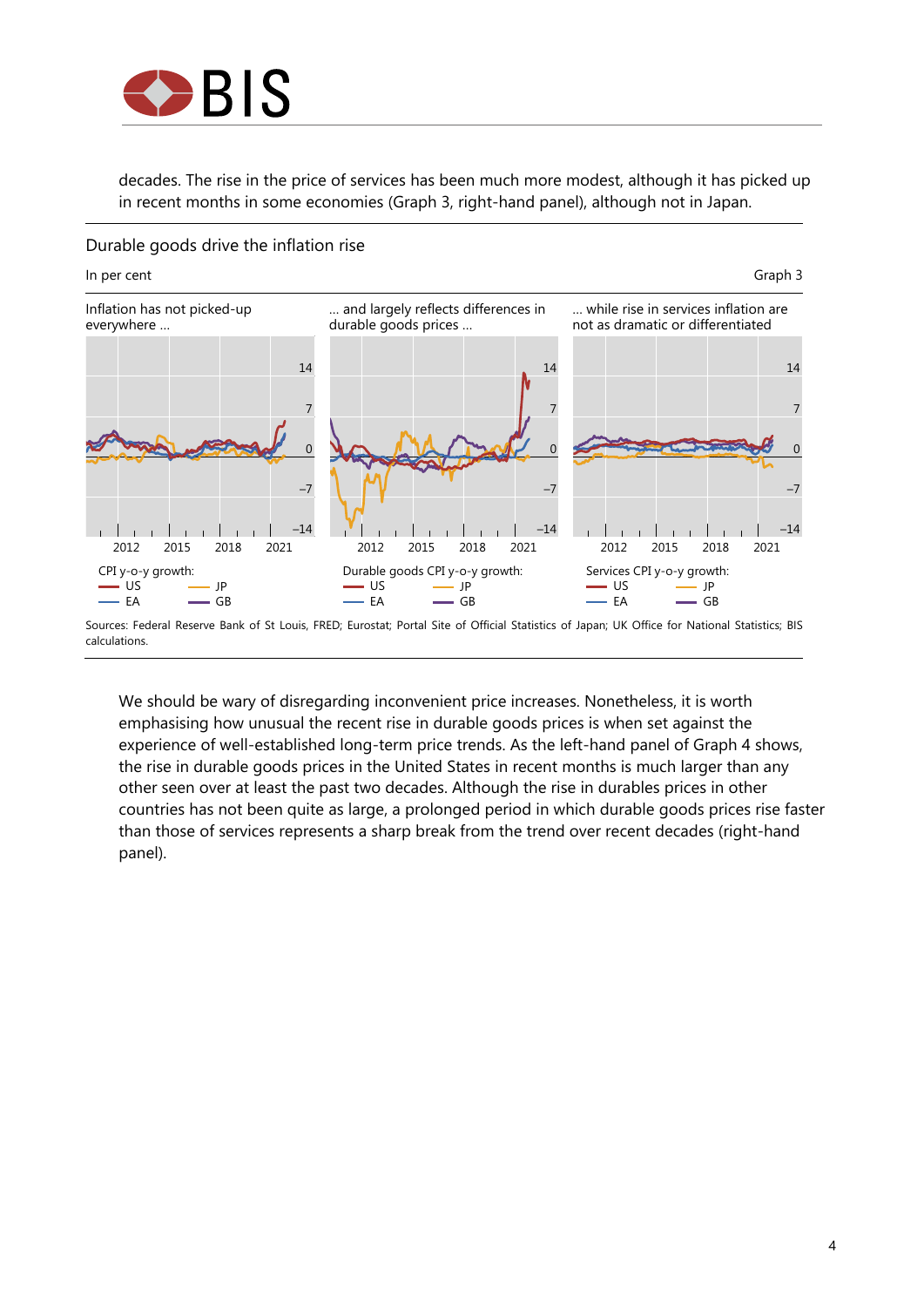decades. The rise in the price of services has been much more modest, although it has picked up in recent months in some economies (Graph 3, right-hand panel), although not in Japan.

Durable goods drive the inflation rise

In per cent

Graph 3

Inflation has not picked-up everywhere …

… and largely reflects differences in durable goods prices …

… while rise in services inflation are not as dramatic or differentiated

CPI y-o-y growth: US, JP, EA, GB

Durable goods CPI y-o-y growth: US, JP, EA, GB

Services CPI y-o-y growth: US, JP, EA, GB

Sources: Federal Reserve Bank of St Louis, FRED; Eurostat; Portal Site of Official Statistics of Japan; UK Office for National Statistics; BIS calculations.

We should be wary of disregarding inconvenient price increases. Nonetheless, it is worth emphasising how unusual the recent rise in durable goods prices is when set against the experience of well-established long-term price trends. As the left-hand panel of Graph 4 shows, the rise in durable goods prices in the United States in recent months is much larger than any other seen over at least the past two decades. Although the rise in durables prices in other countries has not been quite as large, a prolonged period in which durable goods prices rise faster than those of services represents a sharp break from the trend over recent decades (right-hand panel).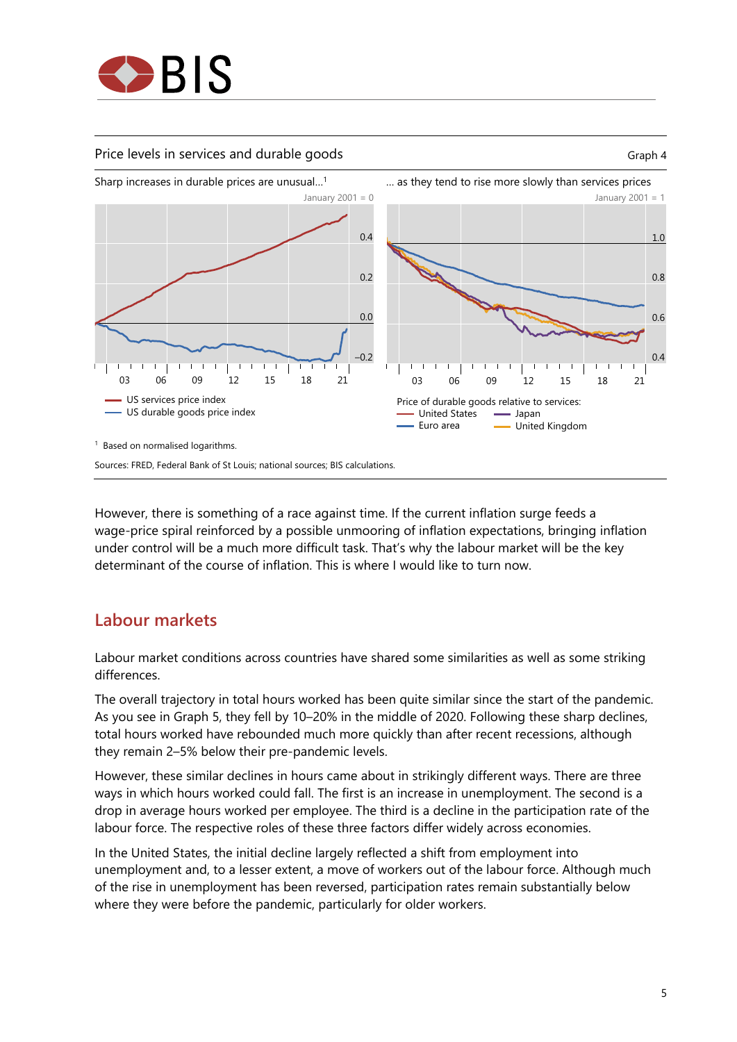Price levels in services and durable goods

Graph 4

Sharp increases in durable prices are unusual...[1]

... as they tend to rise more slowly than services prices

[1] Based on normalised logarithms.

Sources: FRED, Federal Bank of St Louis; national sources; BIS calculations.

However, there is something of a race against time. If the current inflation surge feeds a wage-price spiral reinforced by a possible unmooring of inflation expectations, bringing inflation under control will be a much more difficult task. That's why the labour market will be the key determinant of the course of inflation. This is where I would like to turn now.

## Labour markets

Labour market conditions across countries have shared some similarities as well as some striking differences.

The overall trajectory in total hours worked has been quite similar since the start of the pandemic. As you see in Graph 5, they fell by 10–20% in the middle of 2020. Following these sharp declines, total hours worked have rebounded much more quickly than after recent recessions, although they remain 2–5% below their pre-pandemic levels.

However, these similar declines in hours came about in strikingly different ways. There are three ways in which hours worked could fall. The first is an increase in unemployment. The second is a drop in average hours worked per employee. The third is a decline in the participation rate of the labour force. The respective roles of these three factors differ widely across economies.

In the United States, the initial decline largely reflected a shift from employment into unemployment and, to a lesser extent, a move of workers out of the labour force. Although much of the rise in unemployment has been reversed, participation rates remain substantially below where they were before the pandemic, particularly for older workers.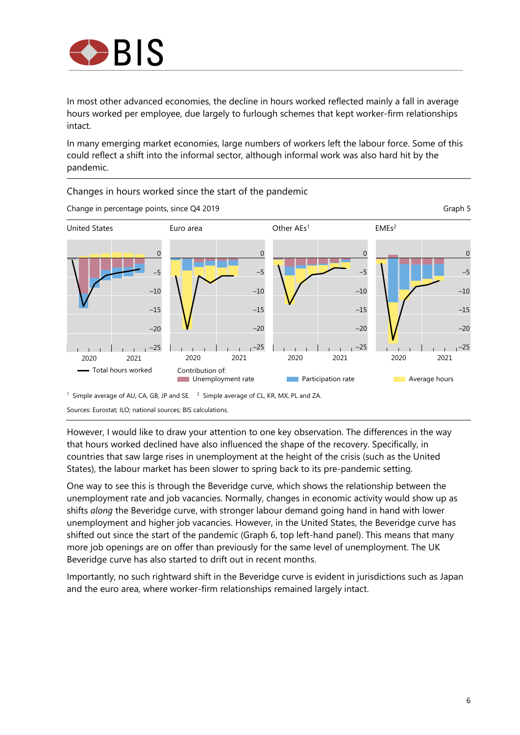In most other advanced economies, the decline in hours worked reflected mainly a fall in average hours worked per employee, due largely to furlough schemes that kept worker-firm relationships intact.

In many emerging market economies, large numbers of workers left the labour force. Some of this could reflect a shift into the informal sector, although informal work was also hard hit by the pandemic.

Changes in hours worked since the start of the pandemic

Change in percentage points, since Q4 2019

Graph 5

United States | Euro area | Other AEs[1] | EMEs[2]

Total hours worked

Contribution of: Unemployment rate, Participation rate, Average hours

[1] Simple average of AU, CA, GB, JP and SE. [2] Simple average of CL, KR, MX, PL and ZA.

Sources: Eurostat; ILO; national sources; BIS calculations.

However, I would like to draw your attention to one key observation. The differences in the way that hours worked declined have also influenced the shape of the recovery. Specifically, in countries that saw large rises in unemployment at the height of the crisis (such as the United States), the labour market has been slower to spring back to its pre-pandemic setting.

One way to see this is through the Beveridge curve, which shows the relationship between the unemployment rate and job vacancies. Normally, changes in economic activity would show up as shifts *along* the Beveridge curve, with stronger labour demand going hand in hand with lower unemployment and higher job vacancies. However, in the United States, the Beveridge curve has shifted out since the start of the pandemic (Graph 6, top left-hand panel). This means that many more job openings are on offer than previously for the same level of unemployment. The UK Beveridge curve has also started to drift out in recent months.

Importantly, no such rightward shift in the Beveridge curve is evident in jurisdictions such as Japan and the euro area, where worker-firm relationships remained largely intact.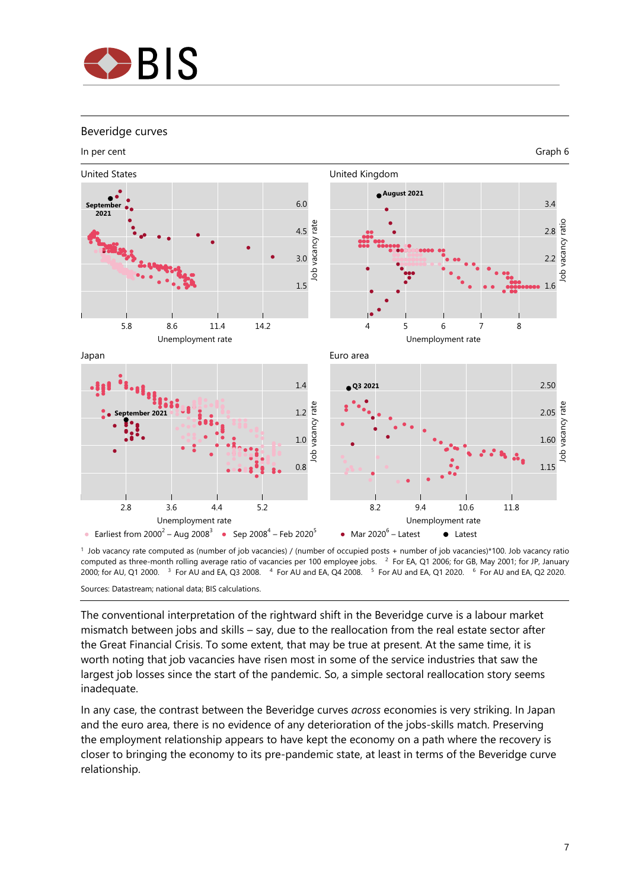## Beveridge curves

In per cent

Graph 6

United States

September 2021

6.0
4.5
3.0
1.5

Job vacancy rate

5.8 8.6 11.4 14.2

Unemployment rate

United Kingdom

August 2021

3.4
2.8
2.2
1.6

Job vacancy ratio

4 5 6 7 8

Unemployment rate

Japan

September 2021

1.4
1.2
1.0
0.8

Job vacancy rate

2.8 3.6 4.4 5.2

Unemployment rate

Euro area

Q3 2021

2.50
2.05
1.60
1.15

Job vacancy rate

8.2 9.4 10.6 11.8

Unemployment rate

● Earliest from 2000[2] – Aug 2008[3] ● Sep 2008[4] – Feb 2020[5] ● Mar 2020[6] – Latest ● Latest

[1] Job vacancy rate computed as (number of job vacancies) / (number of occupied posts + number of job vacancies)*100. Job vacancy ratio computed as three-month rolling average ratio of vacancies per 100 employee jobs. [2] For EA, Q1 2006; for GB, May 2001; for JP, January 2000; for AU, Q1 2000. [3] For AU and EA, Q3 2008. [4] For AU and EA, Q4 2008. [5] For AU and EA, Q1 2020. [6] For AU and EA, Q2 2020.

Sources: Datastream; national data; BIS calculations.

The conventional interpretation of the rightward shift in the Beveridge curve is a labour market mismatch between jobs and skills – say, due to the reallocation from the real estate sector after the Great Financial Crisis. To some extent, that may be true at present. At the same time, it is worth noting that job vacancies have risen most in some of the service industries that saw the largest job losses since the start of the pandemic. So, a simple sectoral reallocation story seems inadequate.

In any case, the contrast between the Beveridge curves *across* economies is very striking. In Japan and the euro area, there is no evidence of any deterioration of the jobs-skills match. Preserving the employment relationship appears to have kept the economy on a path where the recovery is closer to bringing the economy to its pre-pandemic state, at least in terms of the Beveridge curve relationship.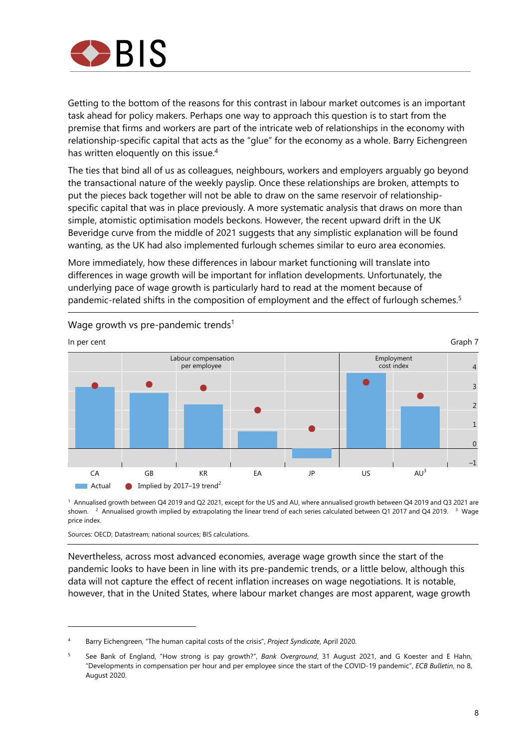Getting to the bottom of the reasons for this contrast in labour market outcomes is an important task ahead for policy makers. Perhaps one way to approach this question is to start from the premise that firms and workers are part of the intricate web of relationships in the economy with relationship-specific capital that acts as the "glue" for the economy as a whole. Barry Eichengreen has written eloquently on this issue.[4]

The ties that bind all of us as colleagues, neighbours, workers and employers arguably go beyond the transactional nature of the weekly payslip. Once these relationships are broken, attempts to put the pieces back together will not be able to draw on the same reservoir of relationship-specific capital that was in place previously. A more systematic analysis that draws on more than simple, atomistic optimisation models beckons. However, the recent upward drift in the UK Beveridge curve from the middle of 2021 suggests that any simplistic explanation will be found wanting, as the UK had also implemented furlough schemes similar to euro area economies.

More immediately, how these differences in labour market functioning will translate into differences in wage growth will be important for inflation developments. Unfortunately, the underlying pace of wage growth is particularly hard to read at the moment because of pandemic-related shifts in the composition of employment and the effect of furlough schemes.[5]

Wage growth vs pre-pandemic trends[1]

In per cent

Graph 7

[1] Annualised growth between Q4 2019 and Q2 2021, except for the US and AU, where annualised growth between Q4 2019 and Q3 2021 are shown. [2] Annualised growth implied by extrapolating the linear trend of each series calculated between Q1 2017 and Q4 2019. [3] Wage price index.

Sources: OECD; Datastream; national sources; BIS calculations.

Nevertheless, across most advanced economies, average wage growth since the start of the pandemic looks to have been in line with its pre-pandemic trends, or a little below, although this data will not capture the effect of recent inflation increases on wage negotiations. It is notable, however, that in the United States, where labour market changes are most apparent, wage growth

---

[4] Barry Eichengreen, "The human capital costs of the crisis", *Project Syndicate*, April 2020.

[5] See Bank of England, "How strong is pay growth?", *Bank Overground*, 31 August 2021, and G Koester and E Hahn, "Developments in compensation per hour and per employee since the start of the COVID-19 pandemic", *ECB Bulletin*, no 8, August 2020.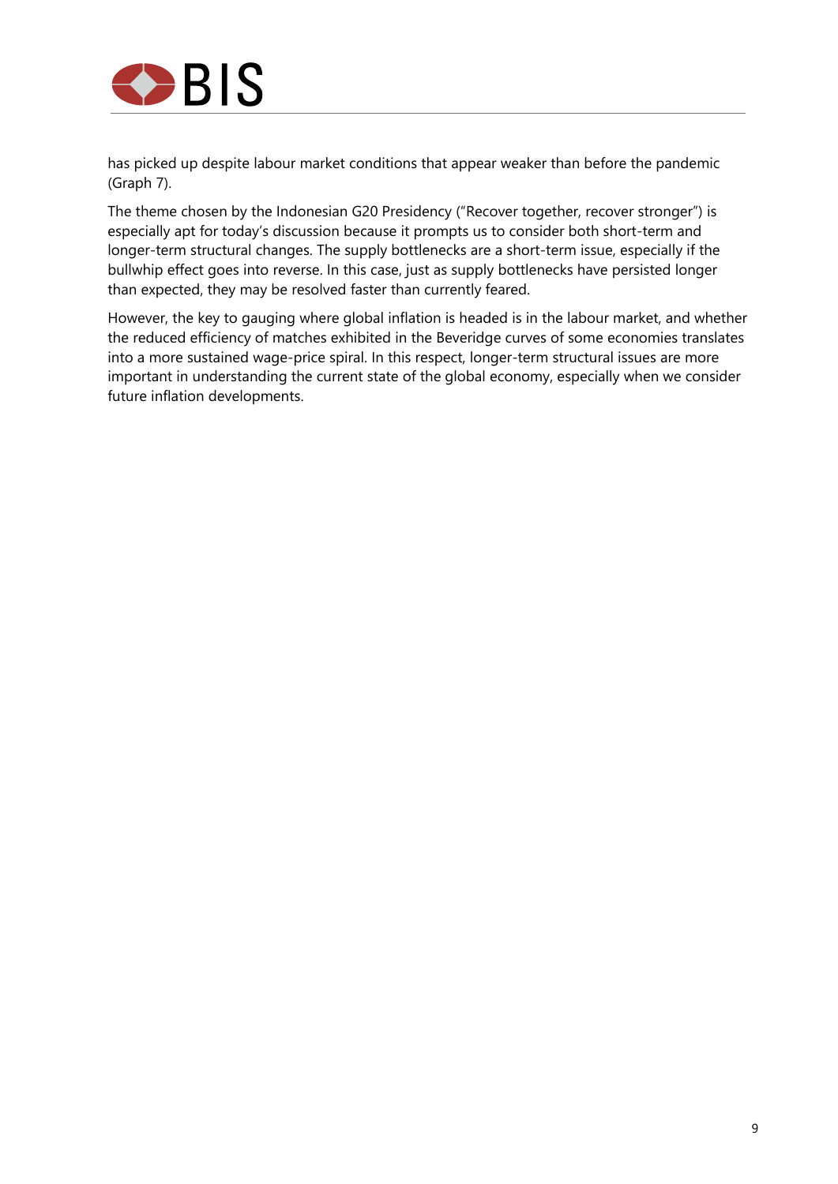has picked up despite labour market conditions that appear weaker than before the pandemic (Graph 7).

The theme chosen by the Indonesian G20 Presidency ("Recover together, recover stronger") is especially apt for today's discussion because it prompts us to consider both short-term and longer-term structural changes. The supply bottlenecks are a short-term issue, especially if the bullwhip effect goes into reverse. In this case, just as supply bottlenecks have persisted longer than expected, they may be resolved faster than currently feared.

However, the key to gauging where global inflation is headed is in the labour market, and whether the reduced efficiency of matches exhibited in the Beveridge curves of some economies translates into a more sustained wage-price spiral. In this respect, longer-term structural issues are more important in understanding the current state of the global economy, especially when we consider future inflation developments.